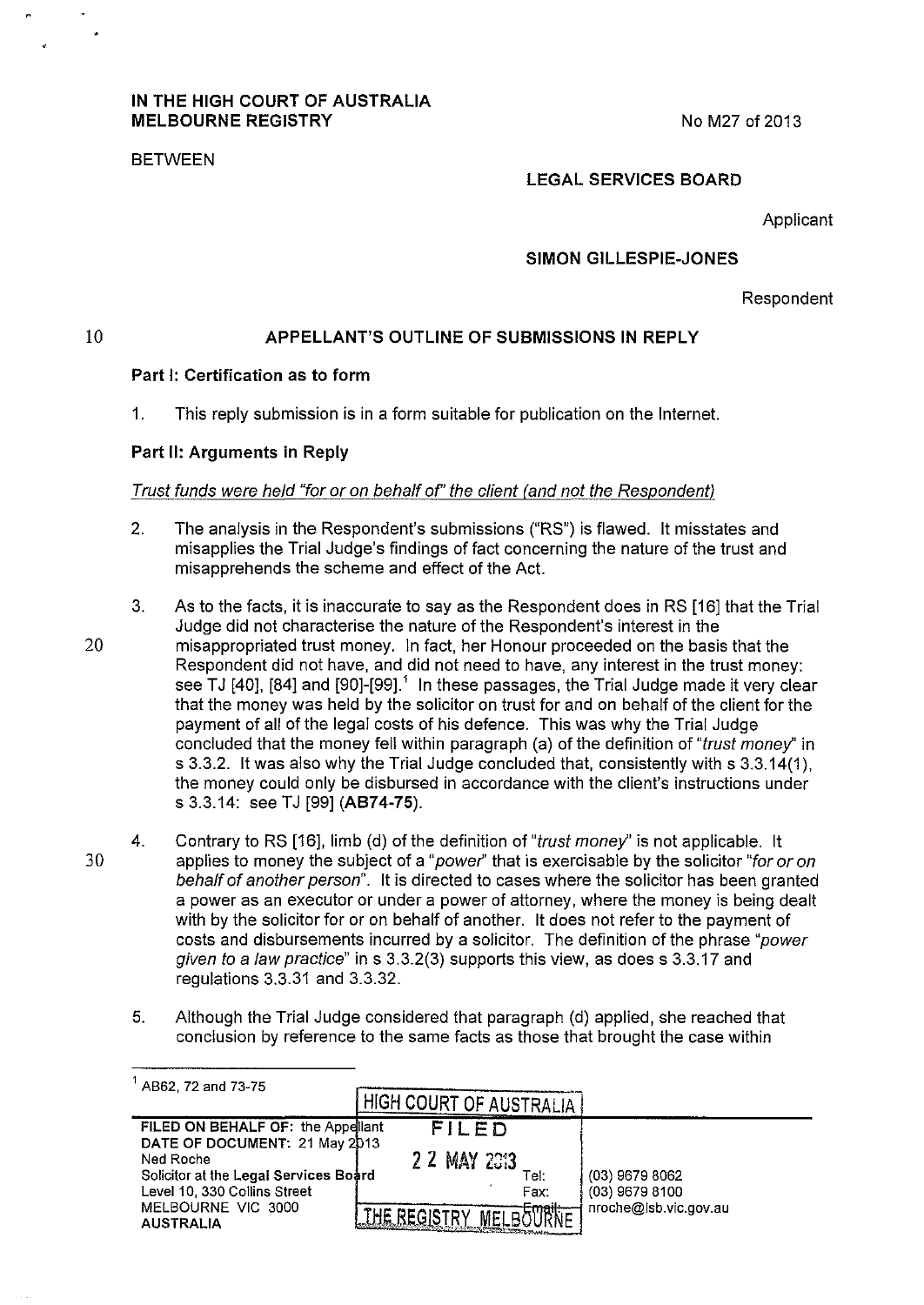**IN THE HIGH COURT OF AUSTRALIA**
**MELBOURNE REGISTRY**

No M27 of 2013

BETWEEN

**LEGAL SERVICES BOARD**

Applicant

**SIMON GILLESPIE-JONES**

Respondent

## APPELLANT'S OUTLINE OF SUBMISSIONS IN REPLY

### Part I: Certification as to form

1. This reply submission is in a form suitable for publication on the Internet.

### Part II: Arguments in Reply

*Trust funds were held "for or on behalf of" the client (and not the Respondent)*

2. The analysis in the Respondent's submissions ("RS") is flawed. It misstates and misapplies the Trial Judge's findings of fact concerning the nature of the trust and misapprehends the scheme and effect of the Act.

3. As to the facts, it is inaccurate to say as the Respondent does in RS [16] that the Trial Judge did not characterise the nature of the Respondent's interest in the misappropriated trust money. In fact, her Honour proceeded on the basis that the Respondent did not have, and did not need to have, any interest in the trust money: see TJ [40], [84] and [90]-[99].[1] In these passages, the Trial Judge made it very clear that the money was held by the solicitor on trust for and on behalf of the client for the payment of all of the legal costs of his defence. This was why the Trial Judge concluded that the money fell within paragraph (a) of the definition of "*trust money*" in s 3.3.2. It was also why the Trial Judge concluded that, consistently with s 3.3.14(1), the money could only be disbursed in accordance with the client's instructions under s 3.3.14: see TJ [99] (**AB74-75**).

4. Contrary to RS [16], limb (d) of the definition of "*trust money*" is not applicable. It applies to money the subject of a "*power*" that is exercisable by the solicitor "*for or on behalf of another person*". It is directed to cases where the solicitor has been granted a power as an executor or under a power of attorney, where the money is being dealt with by the solicitor for or on behalf of another. It does not refer to the payment of costs and disbursements incurred by a solicitor. The definition of the phrase "*power given to a law practice*" in s 3.3.2(3) supports this view, as does s 3.3.17 and regulations 3.3.31 and 3.3.32.

5. Although the Trial Judge considered that paragraph (d) applied, she reached that conclusion by reference to the same facts as those that brought the case within

---

[1] AB62, 72 and 73-75

FILED ON BEHALF OF: the Appellant
DATE OF DOCUMENT: 21 May 2013
Ned Roche
Solicitor at the Legal Services Board
Level 10, 330 Collins Street
MELBOURNE VIC 3000
AUSTRALIA

Tel: (03) 9679 8062
Fax: (03) 9679 8100
Email: nroche@lsb.vic.gov.au

HIGH COURT OF AUSTRALIA
FILED
22 MAY 2013
THE REGISTRY MELBOURNE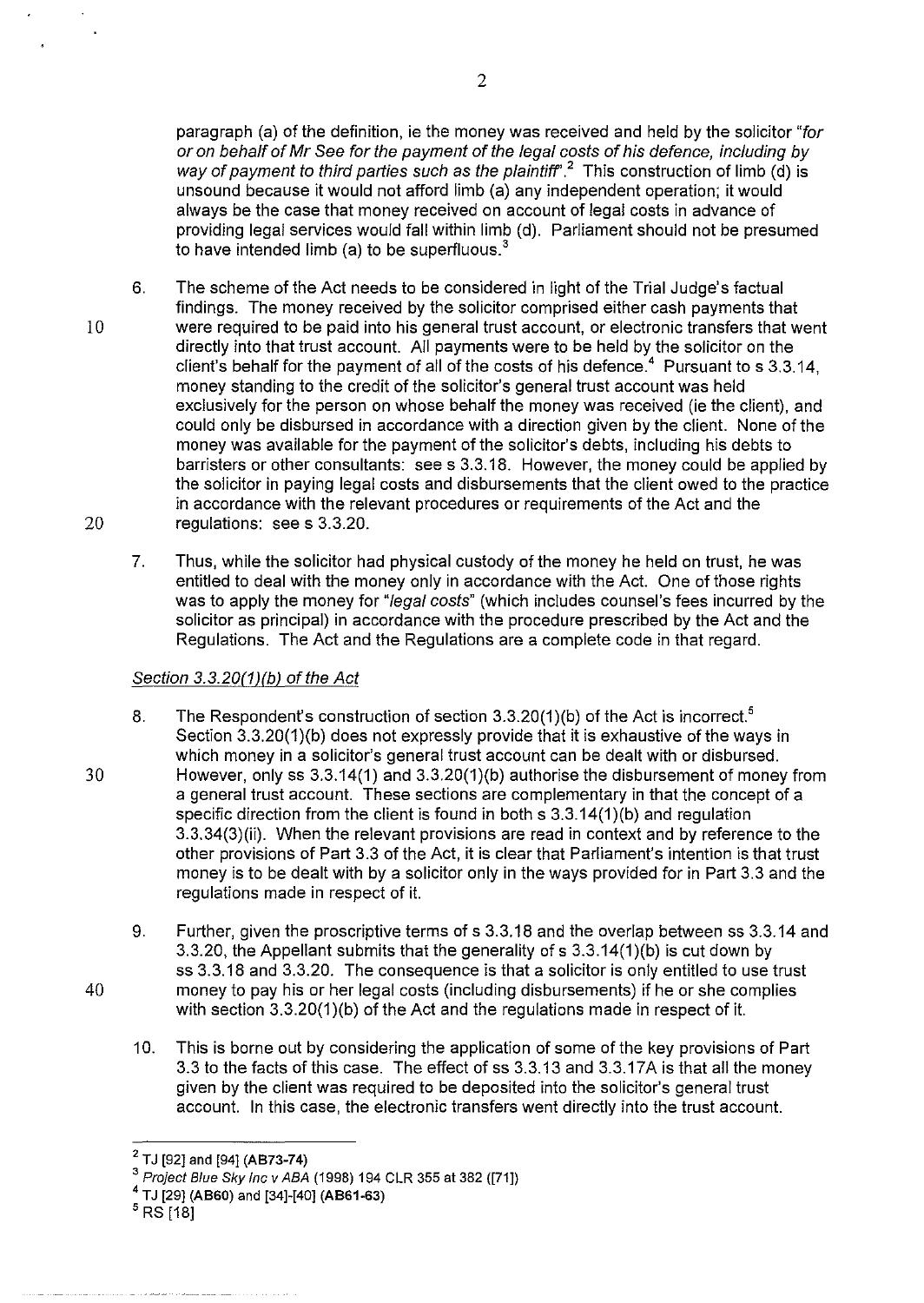paragraph (a) of the definition, ie the money was received and held by the solicitor *"for or on behalf of Mr See for the payment of the legal costs of his defence, including by way of payment to third parties such as the plaintiff"*.[2] This construction of limb (d) is unsound because it would not afford limb (a) any independent operation; it would always be the case that money received on account of legal costs in advance of providing legal services would fall within limb (d). Parliament should not be presumed to have intended limb (a) to be superfluous.[3]

6. The scheme of the Act needs to be considered in light of the Trial Judge's factual findings. The money received by the solicitor comprised either cash payments that were required to be paid into his general trust account, or electronic transfers that went directly into that trust account. All payments were to be held by the solicitor on the client's behalf for the payment of all of the costs of his defence.[4] Pursuant to s 3.3.14, money standing to the credit of the solicitor's general trust account was held exclusively for the person on whose behalf the money was received (ie the client), and could only be disbursed in accordance with a direction given by the client. None of the money was available for the payment of the solicitor's debts, including his debts to barristers or other consultants: see s 3.3.18. However, the money could be applied by the solicitor in paying legal costs and disbursements that the client owed to the practice in accordance with the relevant procedures or requirements of the Act and the regulations: see s 3.3.20.

7. Thus, while the solicitor had physical custody of the money he held on trust, he was entitled to deal with the money only in accordance with the Act. One of those rights was to apply the money for *"legal costs"* (which includes counsel's fees incurred by the solicitor as principal) in accordance with the procedure prescribed by the Act and the Regulations. The Act and the Regulations are a complete code in that regard.

*Section 3.3.20(1)(b) of the Act*

8. The Respondent's construction of section 3.3.20(1)(b) of the Act is incorrect.[5] Section 3.3.20(1)(b) does not expressly provide that it is exhaustive of the ways in which money in a solicitor's general trust account can be dealt with or disbursed. However, only ss 3.3.14(1) and 3.3.20(1)(b) authorise the disbursement of money from a general trust account. These sections are complementary in that the concept of a specific direction from the client is found in both s 3.3.14(1)(b) and regulation 3.3.34(3)(ii). When the relevant provisions are read in context and by reference to the other provisions of Part 3.3 of the Act, it is clear that Parliament's intention is that trust money is to be dealt with by a solicitor only in the ways provided for in Part 3.3 and the regulations made in respect of it.

9. Further, given the proscriptive terms of s 3.3.18 and the overlap between ss 3.3.14 and 3.3.20, the Appellant submits that the generality of s 3.3.14(1)(b) is cut down by ss 3.3.18 and 3.3.20. The consequence is that a solicitor is only entitled to use trust money to pay his or her legal costs (including disbursements) if he or she complies with section 3.3.20(1)(b) of the Act and the regulations made in respect of it.

10. This is borne out by considering the application of some of the key provisions of Part 3.3 to the facts of this case. The effect of ss 3.3.13 and 3.3.17A is that all the money given by the client was required to be deposited into the solicitor's general trust account. In this case, the electronic transfers went directly into the trust account.

---

[2] TJ [92] and [94] **(AB73-74)**

[3] *Project Blue Sky Inc v ABA* (1998) 194 CLR 355 at 382 ([71])

[4] TJ [29] **(AB60)** and [34]-[40] **(AB61-63)**

[5] RS [18]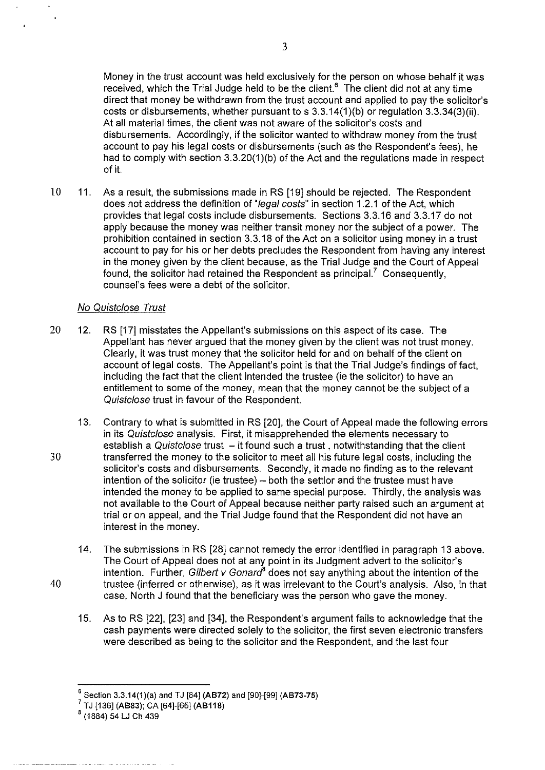Money in the trust account was held exclusively for the person on whose behalf it was received, which the Trial Judge held to be the client.[6] The client did not at any time direct that money be withdrawn from the trust account and applied to pay the solicitor's costs or disbursements, whether pursuant to s 3.3.14(1)(b) or regulation 3.3.34(3)(ii). At all material times, the client was not aware of the solicitor's costs and disbursements. Accordingly, if the solicitor wanted to withdraw money from the trust account to pay his legal costs or disbursements (such as the Respondent's fees), he had to comply with section 3.3.20(1)(b) of the Act and the regulations made in respect of it.

11. As a result, the submissions made in RS [19] should be rejected. The Respondent does not address the definition of "*legal costs*" in section 1.2.1 of the Act, which provides that legal costs include disbursements. Sections 3.3.16 and 3.3.17 do not apply because the money was neither transit money nor the subject of a power. The prohibition contained in section 3.3.18 of the Act on a solicitor using money in a trust account to pay for his or her debts precludes the Respondent from having any interest in the money given by the client because, as the Trial Judge and the Court of Appeal found, the solicitor had retained the Respondent as principal.[7] Consequently, counsel's fees were a debt of the solicitor.

*No Quistclose Trust*

12. RS [17] misstates the Appellant's submissions on this aspect of its case. The Appellant has never argued that the money given by the client was not trust money. Clearly, it was trust money that the solicitor held for and on behalf of the client on account of legal costs. The Appellant's point is that the Trial Judge's findings of fact, including the fact that the client intended the trustee (ie the solicitor) to have an entitlement to some of the money, mean that the money cannot be the subject of a *Quistclose* trust in favour of the Respondent.

13. Contrary to what is submitted in RS [20], the Court of Appeal made the following errors in its *Quistclose* analysis. First, it misapprehended the elements necessary to establish a *Quistclose* trust – it found such a trust , notwithstanding that the client transferred the money to the solicitor to meet all his future legal costs, including the solicitor's costs and disbursements. Secondly, it made no finding as to the relevant intention of the solicitor (ie trustee) – both the settlor and the trustee must have intended the money to be applied to same special purpose. Thirdly, the analysis was not available to the Court of Appeal because neither party raised such an argument at trial or on appeal, and the Trial Judge found that the Respondent did not have an interest in the money.

14. The submissions in RS [28] cannot remedy the error identified in paragraph 13 above. The Court of Appeal does not at any point in its Judgment advert to the solicitor's intention. Further, *Gilbert v Gonard*[8] does not say anything about the intention of the trustee (inferred or otherwise), as it was irrelevant to the Court's analysis. Also, in that case, North J found that the beneficiary was the person who gave the money.

15. As to RS [22], [23] and [34], the Respondent's argument fails to acknowledge that the cash payments were directed solely to the solicitor, the first seven electronic transfers were described as being to the solicitor and the Respondent, and the last four

---

[6] Section 3.3.14(1)(a) and TJ [84] (**AB72**) and [90]-[99] (**AB73-75**)

[7] TJ [136] (**AB83**); CA [64]-[65] (**AB118**)

[8] (1884) 54 LJ Ch 439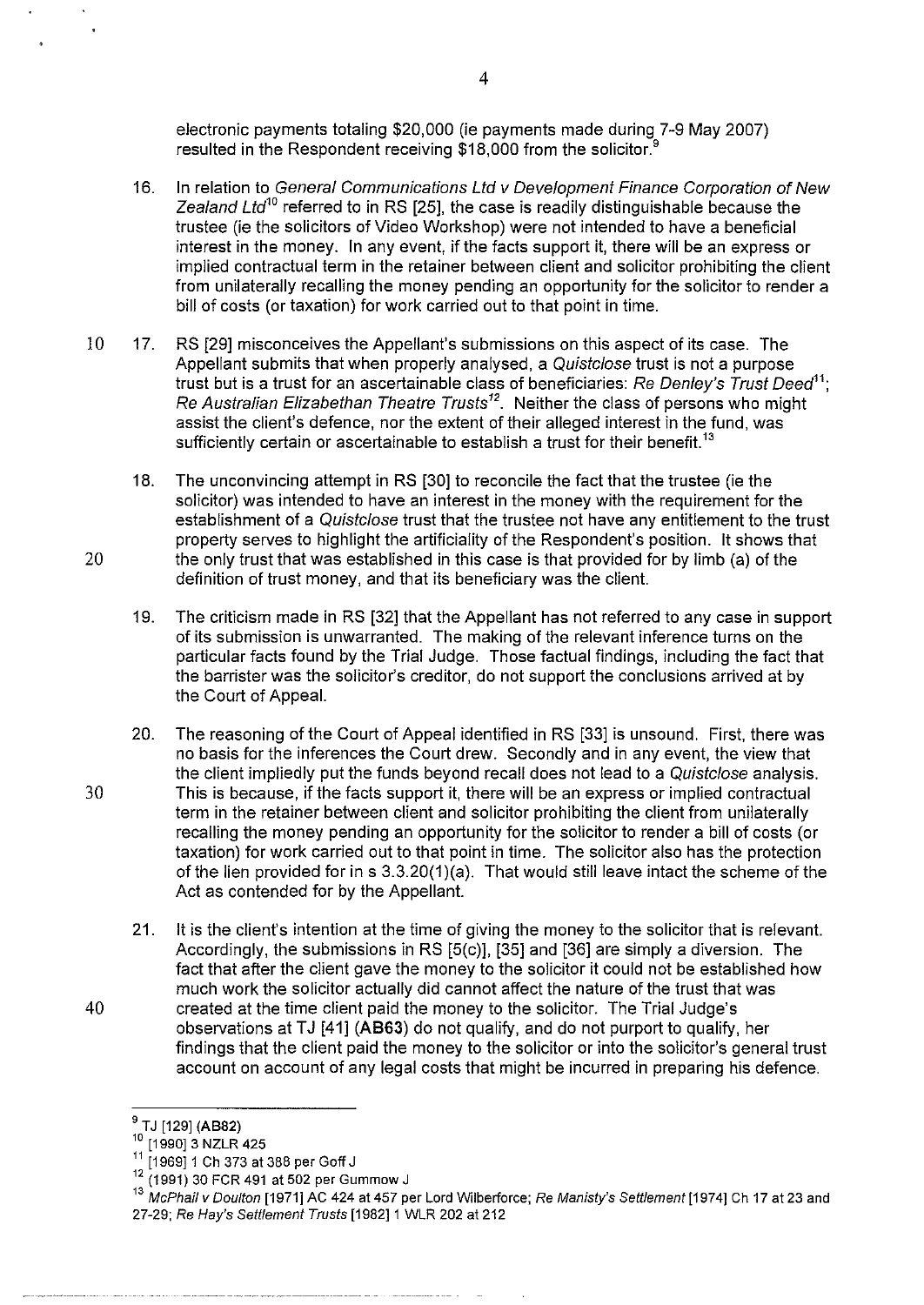electronic payments totaling $20,000 (ie payments made during 7-9 May 2007) resulted in the Respondent receiving $18,000 from the solicitor.[9]

16. In relation to *General Communications Ltd v Development Finance Corporation of New Zealand Ltd*[10] referred to in RS [25], the case is readily distinguishable because the trustee (ie the solicitors of Video Workshop) were not intended to have a beneficial interest in the money. In any event, if the facts support it, there will be an express or implied contractual term in the retainer between client and solicitor prohibiting the client from unilaterally recalling the money pending an opportunity for the solicitor to render a bill of costs (or taxation) for work carried out to that point in time.

17. RS [29] misconceives the Appellant's submissions on this aspect of its case. The Appellant submits that when properly analysed, a *Quistclose* trust is not a purpose trust but is a trust for an ascertainable class of beneficiaries: *Re Denley's Trust Deed*[11]; *Re Australian Elizabethan Theatre Trusts*[12]. Neither the class of persons who might assist the client's defence, nor the extent of their alleged interest in the fund, was sufficiently certain or ascertainable to establish a trust for their benefit.[13]

18. The unconvincing attempt in RS [30] to reconcile the fact that the trustee (ie the solicitor) was intended to have an interest in the money with the requirement for the establishment of a *Quistclose* trust that the trustee not have any entitlement to the trust property serves to highlight the artificiality of the Respondent's position. It shows that the only trust that was established in this case is that provided for by limb (a) of the definition of trust money, and that its beneficiary was the client.

19. The criticism made in RS [32] that the Appellant has not referred to any case in support of its submission is unwarranted. The making of the relevant inference turns on the particular facts found by the Trial Judge. Those factual findings, including the fact that the barrister was the solicitor's creditor, do not support the conclusions arrived at by the Court of Appeal.

20. The reasoning of the Court of Appeal identified in RS [33] is unsound. First, there was no basis for the inferences the Court drew. Secondly and in any event, the view that the client impliedly put the funds beyond recall does not lead to a *Quistclose* analysis. This is because, if the facts support it, there will be an express or implied contractual term in the retainer between client and solicitor prohibiting the client from unilaterally recalling the money pending an opportunity for the solicitor to render a bill of costs (or taxation) for work carried out to that point in time. The solicitor also has the protection of the lien provided for in s 3.3.20(1)(a). That would still leave intact the scheme of the Act as contended for by the Appellant.

21. It is the client's intention at the time of giving the money to the solicitor that is relevant. Accordingly, the submissions in RS [5(c)], [35] and [36] are simply a diversion. The fact that after the client gave the money to the solicitor it could not be established how much work the solicitor actually did cannot affect the nature of the trust that was created at the time client paid the money to the solicitor. The Trial Judge's observations at TJ [41] (**AB63**) do not qualify, and do not purport to qualify, her findings that the client paid the money to the solicitor or into the solicitor's general trust account on account of any legal costs that might be incurred in preparing his defence.

---

[9] TJ [129] (**AB82**)

[10] [1990] 3 NZLR 425

[11] [1969] 1 Ch 373 at 388 per Goff J

[12] (1991) 30 FCR 491 at 502 per Gummow J

[13] *McPhail v Doulton* [1971] AC 424 at 457 per Lord Wilberforce; *Re Manisty's Settlement* [1974] Ch 17 at 23 and 27-29; *Re Hay's Settlement Trusts* [1982] 1 WLR 202 at 212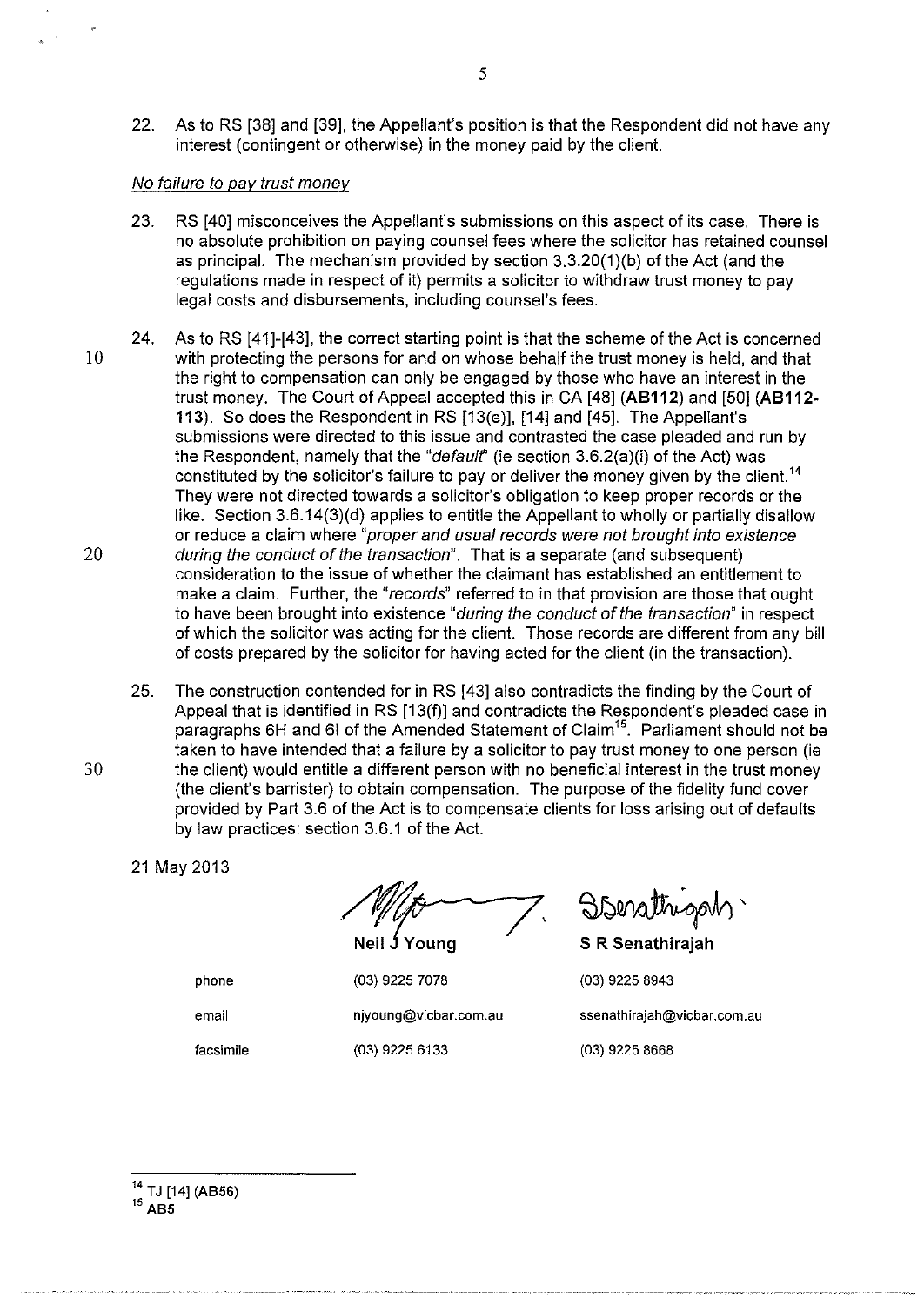22. As to RS [38] and [39], the Appellant's position is that the Respondent did not have any interest (contingent or otherwise) in the money paid by the client.

*No failure to pay trust money*

23. RS [40] misconceives the Appellant's submissions on this aspect of its case. There is no absolute prohibition on paying counsel fees where the solicitor has retained counsel as principal. The mechanism provided by section 3.3.20(1)(b) of the Act (and the regulations made in respect of it) permits a solicitor to withdraw trust money to pay legal costs and disbursements, including counsel's fees.

24. As to RS [41]-[43], the correct starting point is that the scheme of the Act is concerned with protecting the persons for and on whose behalf the trust money is held, and that the right to compensation can only be engaged by those who have an interest in the trust money. The Court of Appeal accepted this in CA [48] (**AB112**) and [50] (**AB112-113**). So does the Respondent in RS [13(e)], [14] and [45]. The Appellant's submissions were directed to this issue and contrasted the case pleaded and run by the Respondent, namely that the "*default*" (ie section 3.6.2(a)(i) of the Act) was constituted by the solicitor's failure to pay or deliver the money given by the client.[14] They were not directed towards a solicitor's obligation to keep proper records or the like. Section 3.6.14(3)(d) applies to entitle the Appellant to wholly or partially disallow or reduce a claim where "*proper and usual records were not brought into existence during the conduct of the transaction*". That is a separate (and subsequent) consideration to the issue of whether the claimant has established an entitlement to make a claim. Further, the "*records*" referred to in that provision are those that ought to have been brought into existence "*during the conduct of the transaction*" in respect of which the solicitor was acting for the client. Those records are different from any bill of costs prepared by the solicitor for having acted for the client (in the transaction).

25. The construction contended for in RS [43] also contradicts the finding by the Court of Appeal that is identified in RS [13(f)] and contradicts the Respondent's pleaded case in paragraphs 6H and 6I of the Amended Statement of Claim[15]. Parliament should not be taken to have intended that a failure by a solicitor to pay trust money to one person (ie the client) would entitle a different person with no beneficial interest in the trust money (the client's barrister) to obtain compensation. The purpose of the fidelity fund cover provided by Part 3.6 of the Act is to compensate clients for loss arising out of defaults by law practices: section 3.6.1 of the Act.

21 May 2013

| | Neil J Young | S R Senathirajah |
|---|---|---|
| phone | (03) 9225 7078 | (03) 9225 8943 |
| email | njyoung@vicbar.com.au | ssenathirajah@vicbar.com.au |
| facsimile | (03) 9225 6133 | (03) 9225 8668 |

[14] TJ [14] (**AB56**)
[15] **AB5**